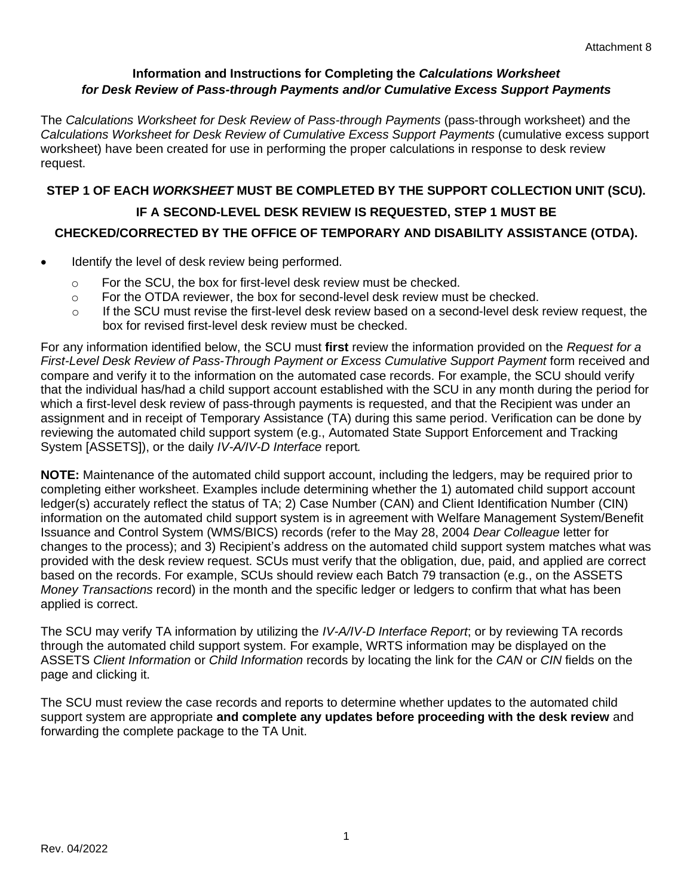Attachment 8

## Information and Instructions for Completing the *Calculations Worksheet for Desk Review of Pass-through Payments and/or Cumulative Excess Support Payments*

The *Calculations Worksheet for Desk Review of Pass-through Payments* (pass-through worksheet) and the *Calculations Worksheet for Desk Review of Cumulative Excess Support Payments* (cumulative excess support worksheet) have been created for use in performing the proper calculations in response to desk review request.

**STEP 1 OF EACH *WORKSHEET* MUST BE COMPLETED BY THE SUPPORT COLLECTION UNIT (SCU).**

**IF A SECOND-LEVEL DESK REVIEW IS REQUESTED, STEP 1 MUST BE CHECKED/CORRECTED BY THE OFFICE OF TEMPORARY AND DISABILITY ASSISTANCE (OTDA).**

- Identify the level of desk review being performed.
  - For the SCU, the box for first-level desk review must be checked.
  - For the OTDA reviewer, the box for second-level desk review must be checked.
  - If the SCU must revise the first-level desk review based on a second-level desk review request, the box for revised first-level desk review must be checked.

For any information identified below, the SCU must **first** review the information provided on the *Request for a First-Level Desk Review of Pass-Through Payment or Excess Cumulative Support Payment* form received and compare and verify it to the information on the automated case records. For example, the SCU should verify that the individual has/had a child support account established with the SCU in any month during the period for which a first-level desk review of pass-through payments is requested, and that the Recipient was under an assignment and in receipt of Temporary Assistance (TA) during this same period. Verification can be done by reviewing the automated child support system (e.g., Automated State Support Enforcement and Tracking System [ASSETS]), or the daily *IV-A/IV-D Interface* report.

**NOTE:** Maintenance of the automated child support account, including the ledgers, may be required prior to completing either worksheet. Examples include determining whether the 1) automated child support account ledger(s) accurately reflect the status of TA; 2) Case Number (CAN) and Client Identification Number (CIN) information on the automated child support system is in agreement with Welfare Management System/Benefit Issuance and Control System (WMS/BICS) records (refer to the May 28, 2004 *Dear Colleague* letter for changes to the process); and 3) Recipient's address on the automated child support system matches what was provided with the desk review request. SCUs must verify that the obligation, due, paid, and applied are correct based on the records. For example, SCUs should review each Batch 79 transaction (e.g., on the ASSETS *Money Transactions* record) in the month and the specific ledger or ledgers to confirm that what has been applied is correct.

The SCU may verify TA information by utilizing the *IV-A/IV-D Interface Report*; or by reviewing TA records through the automated child support system. For example, WRTS information may be displayed on the ASSETS *Client Information* or *Child Information* records by locating the link for the *CAN* or *CIN* fields on the page and clicking it.

The SCU must review the case records and reports to determine whether updates to the automated child support system are appropriate **and complete any updates before proceeding with the desk review** and forwarding the complete package to the TA Unit.

Rev. 04/2022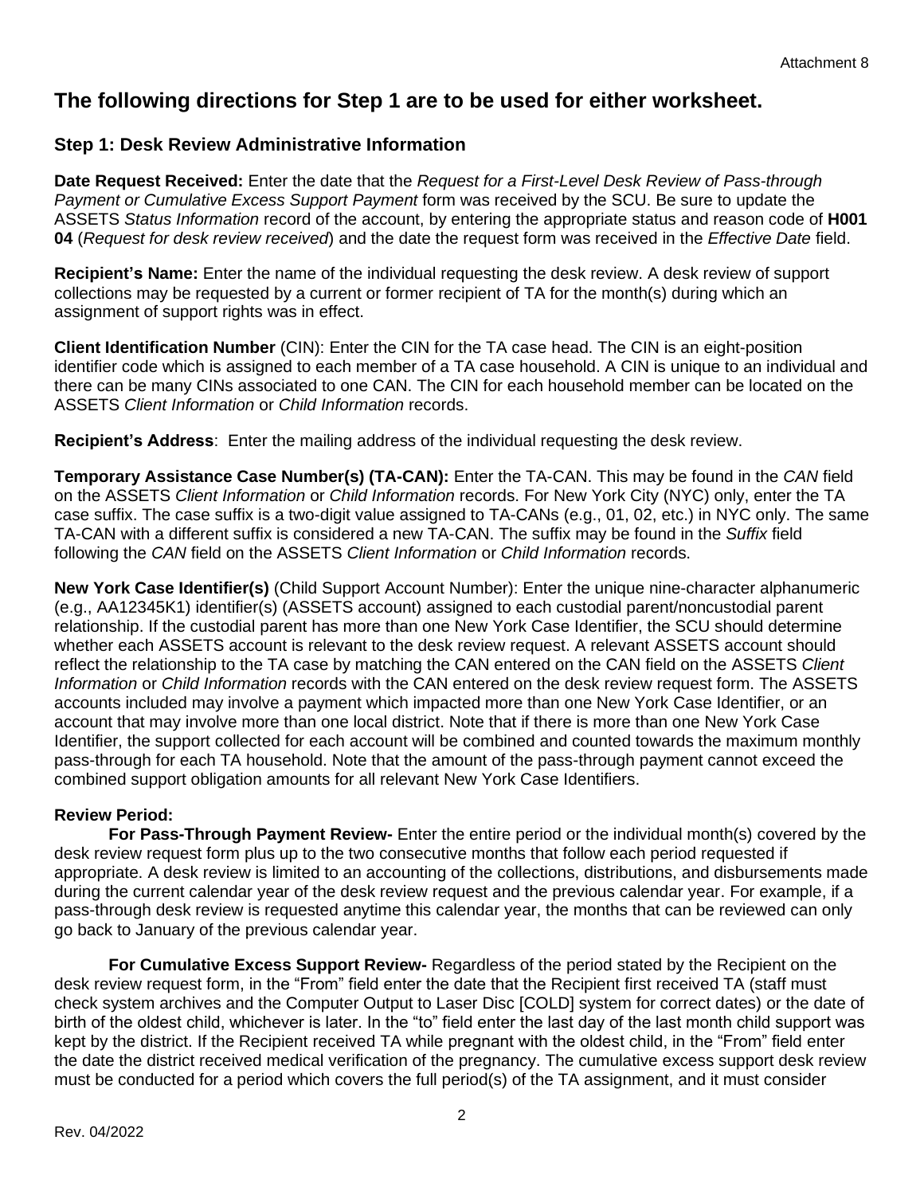# The following directions for Step 1 are to be used for either worksheet.

## Step 1: Desk Review Administrative Information

**Date Request Received:** Enter the date that the *Request for a First-Level Desk Review of Pass-through Payment or Cumulative Excess Support Payment* form was received by the SCU. Be sure to update the ASSETS *Status Information* record of the account, by entering the appropriate status and reason code of **H001 04** (*Request for desk review received*) and the date the request form was received in the *Effective Date* field.

**Recipient's Name:** Enter the name of the individual requesting the desk review. A desk review of support collections may be requested by a current or former recipient of TA for the month(s) during which an assignment of support rights was in effect.

**Client Identification Number** (CIN): Enter the CIN for the TA case head. The CIN is an eight-position identifier code which is assigned to each member of a TA case household. A CIN is unique to an individual and there can be many CINs associated to one CAN. The CIN for each household member can be located on the ASSETS *Client Information* or *Child Information* records.

**Recipient's Address**: Enter the mailing address of the individual requesting the desk review.

**Temporary Assistance Case Number(s) (TA-CAN):** Enter the TA-CAN. This may be found in the *CAN* field on the ASSETS *Client Information* or *Child Information* records. For New York City (NYC) only, enter the TA case suffix. The case suffix is a two-digit value assigned to TA-CANs (e.g., 01, 02, etc.) in NYC only. The same TA-CAN with a different suffix is considered a new TA-CAN. The suffix may be found in the *Suffix* field following the *CAN* field on the ASSETS *Client Information* or *Child Information* records.

**New York Case Identifier(s)** (Child Support Account Number): Enter the unique nine-character alphanumeric (e.g., AA12345K1) identifier(s) (ASSETS account) assigned to each custodial parent/noncustodial parent relationship. If the custodial parent has more than one New York Case Identifier, the SCU should determine whether each ASSETS account is relevant to the desk review request. A relevant ASSETS account should reflect the relationship to the TA case by matching the CAN entered on the CAN field on the ASSETS *Client Information* or *Child Information* records with the CAN entered on the desk review request form. The ASSETS accounts included may involve a payment which impacted more than one New York Case Identifier, or an account that may involve more than one local district. Note that if there is more than one New York Case Identifier, the support collected for each account will be combined and counted towards the maximum monthly pass-through for each TA household. Note that the amount of the pass-through payment cannot exceed the combined support obligation amounts for all relevant New York Case Identifiers.

**Review Period:**

**For Pass-Through Payment Review-** Enter the entire period or the individual month(s) covered by the desk review request form plus up to the two consecutive months that follow each period requested if appropriate. A desk review is limited to an accounting of the collections, distributions, and disbursements made during the current calendar year of the desk review request and the previous calendar year. For example, if a pass-through desk review is requested anytime this calendar year, the months that can be reviewed can only go back to January of the previous calendar year.

**For Cumulative Excess Support Review-** Regardless of the period stated by the Recipient on the desk review request form, in the "From" field enter the date that the Recipient first received TA (staff must check system archives and the Computer Output to Laser Disc [COLD] system for correct dates) or the date of birth of the oldest child, whichever is later. In the "to" field enter the last day of the last month child support was kept by the district. If the Recipient received TA while pregnant with the oldest child, in the "From" field enter the date the district received medical verification of the pregnancy. The cumulative excess support desk review must be conducted for a period which covers the full period(s) of the TA assignment, and it must consider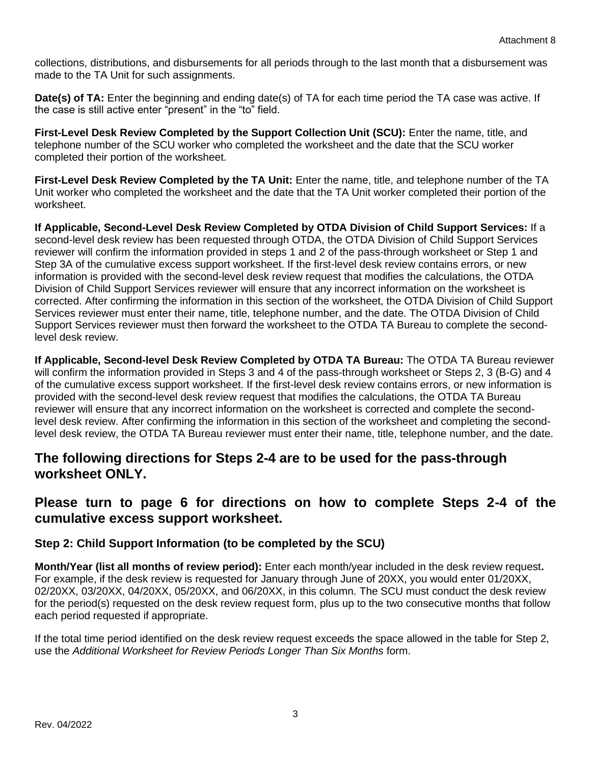collections, distributions, and disbursements for all periods through to the last month that a disbursement was made to the TA Unit for such assignments.

**Date(s) of TA:** Enter the beginning and ending date(s) of TA for each time period the TA case was active. If the case is still active enter "present" in the "to" field.

**First-Level Desk Review Completed by the Support Collection Unit (SCU):** Enter the name, title, and telephone number of the SCU worker who completed the worksheet and the date that the SCU worker completed their portion of the worksheet.

**First-Level Desk Review Completed by the TA Unit:** Enter the name, title, and telephone number of the TA Unit worker who completed the worksheet and the date that the TA Unit worker completed their portion of the worksheet.

**If Applicable, Second-Level Desk Review Completed by OTDA Division of Child Support Services:** If a second-level desk review has been requested through OTDA, the OTDA Division of Child Support Services reviewer will confirm the information provided in steps 1 and 2 of the pass-through worksheet or Step 1 and Step 3A of the cumulative excess support worksheet. If the first-level desk review contains errors, or new information is provided with the second-level desk review request that modifies the calculations, the OTDA Division of Child Support Services reviewer will ensure that any incorrect information on the worksheet is corrected. After confirming the information in this section of the worksheet, the OTDA Division of Child Support Services reviewer must enter their name, title, telephone number, and the date. The OTDA Division of Child Support Services reviewer must then forward the worksheet to the OTDA TA Bureau to complete the second-level desk review.

**If Applicable, Second-level Desk Review Completed by OTDA TA Bureau:** The OTDA TA Bureau reviewer will confirm the information provided in Steps 3 and 4 of the pass-through worksheet or Steps 2, 3 (B-G) and 4 of the cumulative excess support worksheet. If the first-level desk review contains errors, or new information is provided with the second-level desk review request that modifies the calculations, the OTDA TA Bureau reviewer will ensure that any incorrect information on the worksheet is corrected and complete the second-level desk review. After confirming the information in this section of the worksheet and completing the second-level desk review, the OTDA TA Bureau reviewer must enter their name, title, telephone number, and the date.

## The following directions for Steps 2-4 are to be used for the pass-through worksheet ONLY.

## Please turn to page 6 for directions on how to complete Steps 2-4 of the cumulative excess support worksheet.

### Step 2: Child Support Information (to be completed by the SCU)

**Month/Year (list all months of review period):** Enter each month/year included in the desk review request**.** For example, if the desk review is requested for January through June of 20XX, you would enter 01/20XX, 02/20XX, 03/20XX, 04/20XX, 05/20XX, and 06/20XX, in this column. The SCU must conduct the desk review for the period(s) requested on the desk review request form, plus up to the two consecutive months that follow each period requested if appropriate.

If the total time period identified on the desk review request exceeds the space allowed in the table for Step 2, use the *Additional Worksheet for Review Periods Longer Than Six Months* form.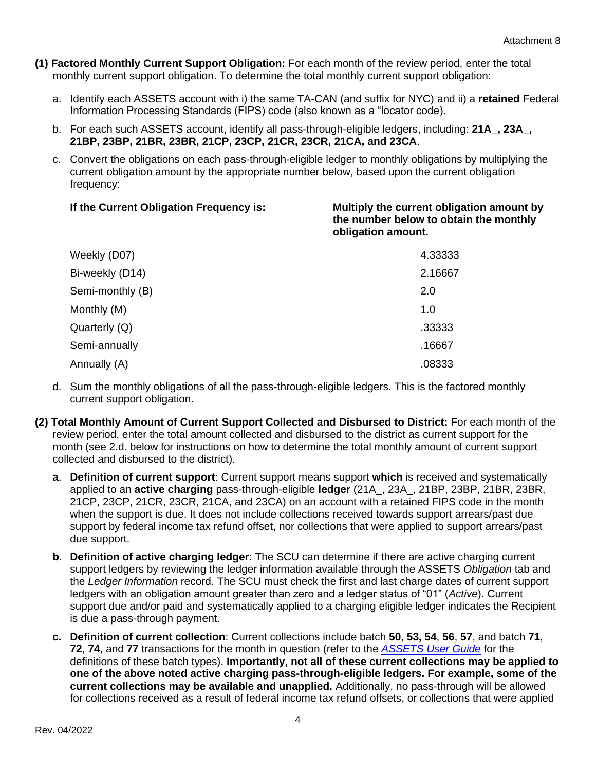**(1) Factored Monthly Current Support Obligation:** For each month of the review period, enter the total monthly current support obligation. To determine the total monthly current support obligation:

a. Identify each ASSETS account with i) the same TA-CAN (and suffix for NYC) and ii) a **retained** Federal Information Processing Standards (FIPS) code (also known as a "locator code).

b. For each such ASSETS account, identify all pass-through-eligible ledgers, including: **21A_, 23A_, 21BP, 23BP, 21BR, 23BR, 21CP, 23CP, 21CR, 23CR, 21CA, and 23CA**.

c. Convert the obligations on each pass-through-eligible ledger to monthly obligations by multiplying the current obligation amount by the appropriate number below, based upon the current obligation frequency:

| If the Current Obligation Frequency is: | Multiply the current obligation amount by the number below to obtain the monthly obligation amount. |
|---|---|
| Weekly (D07) | 4.33333 |
| Bi-weekly (D14) | 2.16667 |
| Semi-monthly (B) | 2.0 |
| Monthly (M) | 1.0 |
| Quarterly (Q) | .33333 |
| Semi-annually | .16667 |
| Annually (A) | .08333 |

d. Sum the monthly obligations of all the pass-through-eligible ledgers. This is the factored monthly current support obligation.

**(2) Total Monthly Amount of Current Support Collected and Disbursed to District:** For each month of the review period, enter the total amount collected and disbursed to the district as current support for the month (see 2.d. below for instructions on how to determine the total monthly amount of current support collected and disbursed to the district).

**a**. **Definition of current support**: Current support means support **which** is received and systematically applied to an **active charging** pass-through-eligible **ledger** (21A_, 23A_, 21BP, 23BP, 21BR, 23BR, 21CP, 23CP, 21CR, 23CR, 21CA, and 23CA) on an account with a retained FIPS code in the month when the support is due. It does not include collections received towards support arrears/past due support by federal income tax refund offset, nor collections that were applied to support arrears/past due support.

**b**. **Definition of active charging ledger**: The SCU can determine if there are active charging current support ledgers by reviewing the ledger information available through the ASSETS *Obligation* tab and the *Ledger Information* record. The SCU must check the first and last charge dates of current support ledgers with an obligation amount greater than zero and a ledger status of "01" (*Active*). Current support due and/or paid and systematically applied to a charging eligible ledger indicates the Recipient is due a pass-through payment.

**c. Definition of current collection**: Current collections include batch **50**, **53, 54**, **56**, **57**, and batch **71**, **72**, **74**, and **77** transactions for the month in question (refer to the *ASSETS User Guide* for the definitions of these batch types). **Importantly, not all of these current collections may be applied to one of the above noted active charging pass-through-eligible ledgers. For example, some of the current collections may be available and unapplied.** Additionally, no pass-through will be allowed for collections received as a result of federal income tax refund offsets, or collections that were applied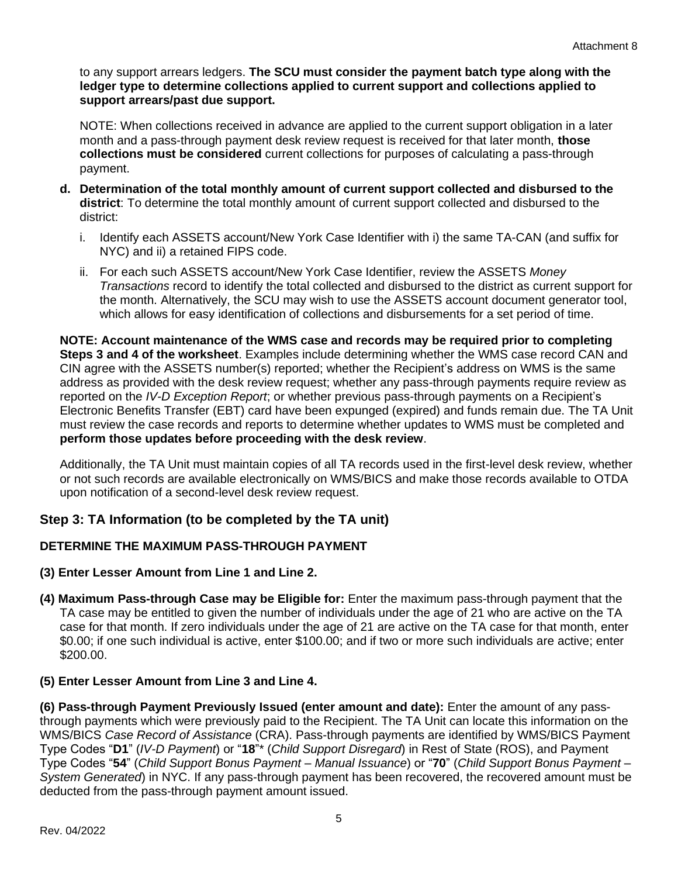to any support arrears ledgers. **The SCU must consider the payment batch type along with the ledger type to determine collections applied to current support and collections applied to support arrears/past due support.**

NOTE: When collections received in advance are applied to the current support obligation in a later month and a pass-through payment desk review request is received for that later month, **those collections must be considered** current collections for purposes of calculating a pass-through payment.

**d. Determination of the total monthly amount of current support collected and disbursed to the district**: To determine the total monthly amount of current support collected and disbursed to the district:

i. Identify each ASSETS account/New York Case Identifier with i) the same TA-CAN (and suffix for NYC) and ii) a retained FIPS code.

ii. For each such ASSETS account/New York Case Identifier, review the ASSETS *Money Transactions* record to identify the total collected and disbursed to the district as current support for the month. Alternatively, the SCU may wish to use the ASSETS account document generator tool, which allows for easy identification of collections and disbursements for a set period of time.

**NOTE: Account maintenance of the WMS case and records may be required prior to completing Steps 3 and 4 of the worksheet**. Examples include determining whether the WMS case record CAN and CIN agree with the ASSETS number(s) reported; whether the Recipient's address on WMS is the same address as provided with the desk review request; whether any pass-through payments require review as reported on the *IV-D Exception Report*; or whether previous pass-through payments on a Recipient's Electronic Benefits Transfer (EBT) card have been expunged (expired) and funds remain due. The TA Unit must review the case records and reports to determine whether updates to WMS must be completed and **perform those updates before proceeding with the desk review**.

Additionally, the TA Unit must maintain copies of all TA records used in the first-level desk review, whether or not such records are available electronically on WMS/BICS and make those records available to OTDA upon notification of a second-level desk review request.

## Step 3: TA Information (to be completed by the TA unit)

### DETERMINE THE MAXIMUM PASS-THROUGH PAYMENT

**(3) Enter Lesser Amount from Line 1 and Line 2.**

**(4) Maximum Pass-through Case may be Eligible for:** Enter the maximum pass-through payment that the TA case may be entitled to given the number of individuals under the age of 21 who are active on the TA case for that month. If zero individuals under the age of 21 are active on the TA case for that month, enter $0.00; if one such individual is active, enter $100.00; and if two or more such individuals are active; enter $200.00.

**(5) Enter Lesser Amount from Line 3 and Line 4.**

**(6) Pass-through Payment Previously Issued (enter amount and date):** Enter the amount of any pass-through payments which were previously paid to the Recipient. The TA Unit can locate this information on the WMS/BICS *Case Record of Assistance* (CRA). Pass-through payments are identified by WMS/BICS Payment Type Codes "**D1**" (*IV-D Payment*) or "**18**"* (*Child Support Disregard*) in Rest of State (ROS), and Payment Type Codes "**54**" (*Child Support Bonus Payment – Manual Issuance*) or "**70**" (*Child Support Bonus Payment – System Generated*) in NYC. If any pass-through payment has been recovered, the recovered amount must be deducted from the pass-through payment amount issued.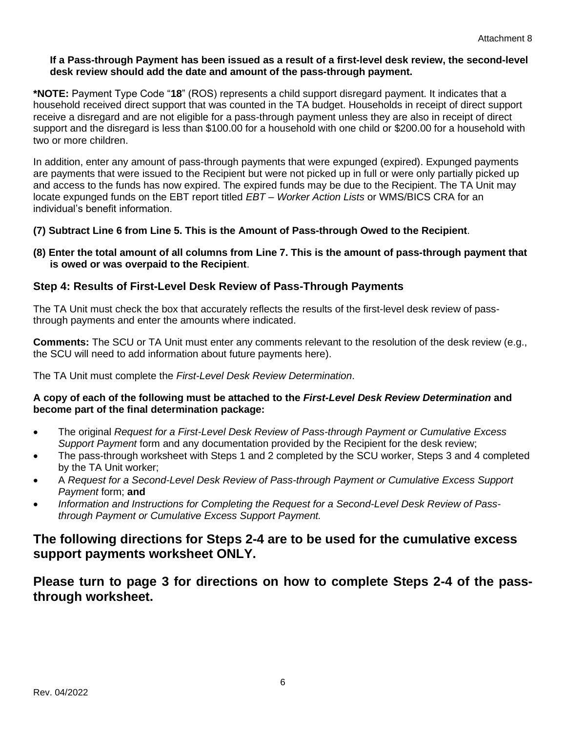**If a Pass-through Payment has been issued as a result of a first-level desk review, the second-level desk review should add the date and amount of the pass-through payment.**

***NOTE:** Payment Type Code "**18**" (ROS) represents a child support disregard payment. It indicates that a household received direct support that was counted in the TA budget. Households in receipt of direct support receive a disregard and are not eligible for a pass-through payment unless they are also in receipt of direct support and the disregard is less than $100.00 for a household with one child or $200.00 for a household with two or more children.

In addition, enter any amount of pass-through payments that were expunged (expired). Expunged payments are payments that were issued to the Recipient but were not picked up in full or were only partially picked up and access to the funds has now expired. The expired funds may be due to the Recipient. The TA Unit may locate expunged funds on the EBT report titled *EBT – Worker Action Lists* or WMS/BICS CRA for an individual's benefit information.

**(7) Subtract Line 6 from Line 5. This is the Amount of Pass-through Owed to the Recipient**.

**(8) Enter the total amount of all columns from Line 7. This is the amount of pass-through payment that is owed or was overpaid to the Recipient**.

### Step 4: Results of First-Level Desk Review of Pass-Through Payments

The TA Unit must check the box that accurately reflects the results of the first-level desk review of pass-through payments and enter the amounts where indicated.

**Comments:** The SCU or TA Unit must enter any comments relevant to the resolution of the desk review (e.g., the SCU will need to add information about future payments here).

The TA Unit must complete the *First-Level Desk Review Determination*.

**A copy of each of the following must be attached to the *First-Level Desk Review Determination* and become part of the final determination package:**

- The original *Request for a First-Level Desk Review of Pass-through Payment or Cumulative Excess Support Payment* form and any documentation provided by the Recipient for the desk review;
- The pass-through worksheet with Steps 1 and 2 completed by the SCU worker, Steps 3 and 4 completed by the TA Unit worker;
- A *Request for a Second-Level Desk Review of Pass-through Payment or Cumulative Excess Support Payment* form; **and**
- *Information and Instructions for Completing the Request for a Second-Level Desk Review of Pass-through Payment or Cumulative Excess Support Payment.*

## The following directions for Steps 2-4 are to be used for the cumulative excess support payments worksheet ONLY.

## Please turn to page 3 for directions on how to complete Steps 2-4 of the pass-through worksheet.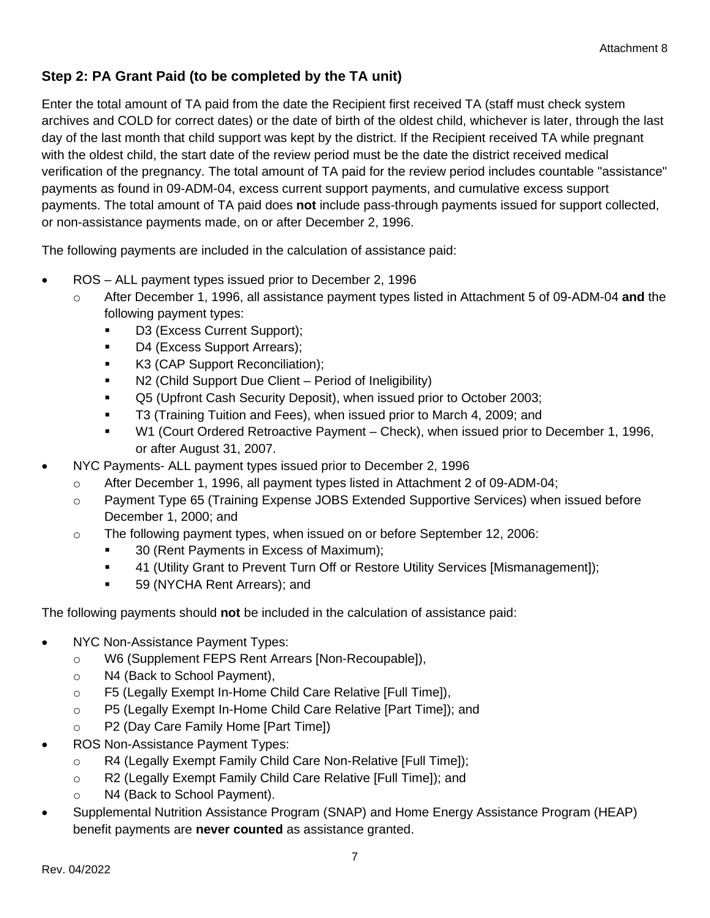## Step 2: PA Grant Paid (to be completed by the TA unit)

Enter the total amount of TA paid from the date the Recipient first received TA (staff must check system archives and COLD for correct dates) or the date of birth of the oldest child, whichever is later, through the last day of the last month that child support was kept by the district. If the Recipient received TA while pregnant with the oldest child, the start date of the review period must be the date the district received medical verification of the pregnancy. The total amount of TA paid for the review period includes countable "assistance" payments as found in 09-ADM-04, excess current support payments, and cumulative excess support payments. The total amount of TA paid does **not** include pass-through payments issued for support collected, or non-assistance payments made, on or after December 2, 1996.

The following payments are included in the calculation of assistance paid:

- ROS – ALL payment types issued prior to December 2, 1996
  - After December 1, 1996, all assistance payment types listed in Attachment 5 of 09-ADM-04 **and** the following payment types:
    - D3 (Excess Current Support);
    - D4 (Excess Support Arrears);
    - K3 (CAP Support Reconciliation);
    - N2 (Child Support Due Client – Period of Ineligibility)
    - Q5 (Upfront Cash Security Deposit), when issued prior to October 2003;
    - T3 (Training Tuition and Fees), when issued prior to March 4, 2009; and
    - W1 (Court Ordered Retroactive Payment – Check), when issued prior to December 1, 1996, or after August 31, 2007.
- NYC Payments- ALL payment types issued prior to December 2, 1996
  - After December 1, 1996, all payment types listed in Attachment 2 of 09-ADM-04;
  - Payment Type 65 (Training Expense JOBS Extended Supportive Services) when issued before December 1, 2000; and
  - The following payment types, when issued on or before September 12, 2006:
    - 30 (Rent Payments in Excess of Maximum);
    - 41 (Utility Grant to Prevent Turn Off or Restore Utility Services [Mismanagement]);
    - 59 (NYCHA Rent Arrears); and

The following payments should **not** be included in the calculation of assistance paid:

- NYC Non-Assistance Payment Types:
  - W6 (Supplement FEPS Rent Arrears [Non-Recoupable]),
  - N4 (Back to School Payment),
  - F5 (Legally Exempt In-Home Child Care Relative [Full Time]),
  - P5 (Legally Exempt In-Home Child Care Relative [Part Time]); and
  - P2 (Day Care Family Home [Part Time])
- ROS Non-Assistance Payment Types:
  - R4 (Legally Exempt Family Child Care Non-Relative [Full Time]);
  - R2 (Legally Exempt Family Child Care Relative [Full Time]); and
  - N4 (Back to School Payment).
- Supplemental Nutrition Assistance Program (SNAP) and Home Energy Assistance Program (HEAP) benefit payments are **never counted** as assistance granted.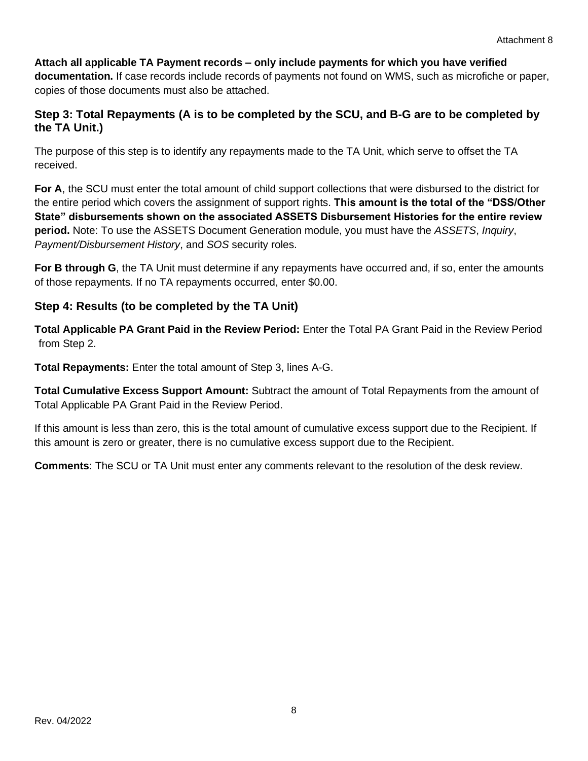**Attach all applicable TA Payment records – only include payments for which you have verified documentation.** If case records include records of payments not found on WMS, such as microfiche or paper, copies of those documents must also be attached.

### Step 3: Total Repayments (A is to be completed by the SCU, and B-G are to be completed by the TA Unit.)

The purpose of this step is to identify any repayments made to the TA Unit, which serve to offset the TA received.

**For A**, the SCU must enter the total amount of child support collections that were disbursed to the district for the entire period which covers the assignment of support rights. **This amount is the total of the "DSS/Other State" disbursements shown on the associated ASSETS Disbursement Histories for the entire review period.** Note: To use the ASSETS Document Generation module, you must have the *ASSETS*, *Inquiry*, *Payment/Disbursement History*, and *SOS* security roles.

**For B through G**, the TA Unit must determine if any repayments have occurred and, if so, enter the amounts of those repayments. If no TA repayments occurred, enter $0.00.

### Step 4: Results (to be completed by the TA Unit)

**Total Applicable PA Grant Paid in the Review Period:** Enter the Total PA Grant Paid in the Review Period from Step 2.

**Total Repayments:** Enter the total amount of Step 3, lines A-G.

**Total Cumulative Excess Support Amount:** Subtract the amount of Total Repayments from the amount of Total Applicable PA Grant Paid in the Review Period.

If this amount is less than zero, this is the total amount of cumulative excess support due to the Recipient. If this amount is zero or greater, there is no cumulative excess support due to the Recipient.

**Comments**: The SCU or TA Unit must enter any comments relevant to the resolution of the desk review.